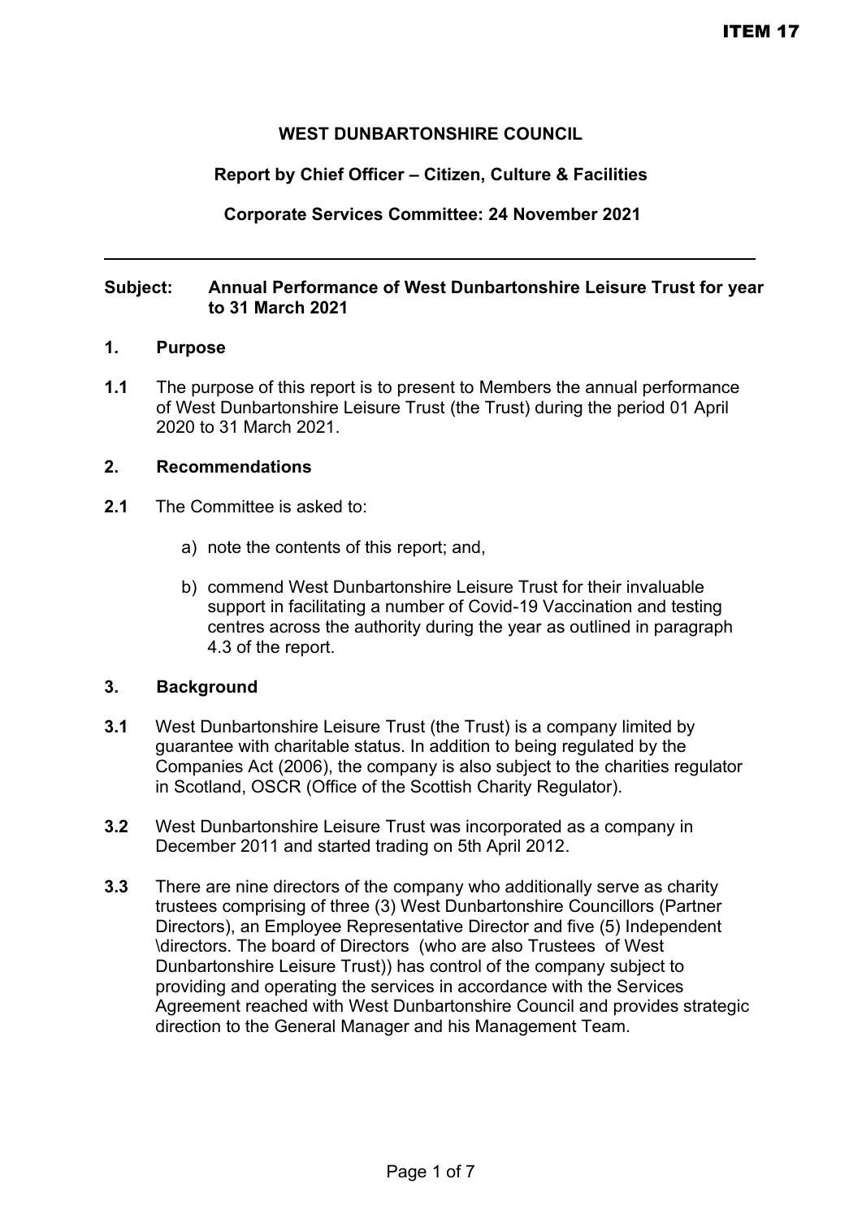ITEM 17

**WEST DUNBARTONSHIRE COUNCIL**

**Report by Chief Officer – Citizen, Culture & Facilities**

**Corporate Services Committee: 24 November 2021**

---

**Subject: Annual Performance of West Dunbartonshire Leisure Trust for year to 31 March 2021**

## 1. Purpose

**1.1** The purpose of this report is to present to Members the annual performance of West Dunbartonshire Leisure Trust (the Trust) during the period 01 April 2020 to 31 March 2021.

## 2. Recommendations

**2.1** The Committee is asked to:

a) note the contents of this report; and,

b) commend West Dunbartonshire Leisure Trust for their invaluable support in facilitating a number of Covid-19 Vaccination and testing centres across the authority during the year as outlined in paragraph 4.3 of the report.

## 3. Background

**3.1** West Dunbartonshire Leisure Trust (the Trust) is a company limited by guarantee with charitable status. In addition to being regulated by the Companies Act (2006), the company is also subject to the charities regulator in Scotland, OSCR (Office of the Scottish Charity Regulator).

**3.2** West Dunbartonshire Leisure Trust was incorporated as a company in December 2011 and started trading on 5th April 2012.

**3.3** There are nine directors of the company who additionally serve as charity trustees comprising of three (3) West Dunbartonshire Councillors (Partner Directors), an Employee Representative Director and five (5) Independent \directors. The board of Directors (who are also Trustees of West Dunbartonshire Leisure Trust)) has control of the company subject to providing and operating the services in accordance with the Services Agreement reached with West Dunbartonshire Council and provides strategic direction to the General Manager and his Management Team.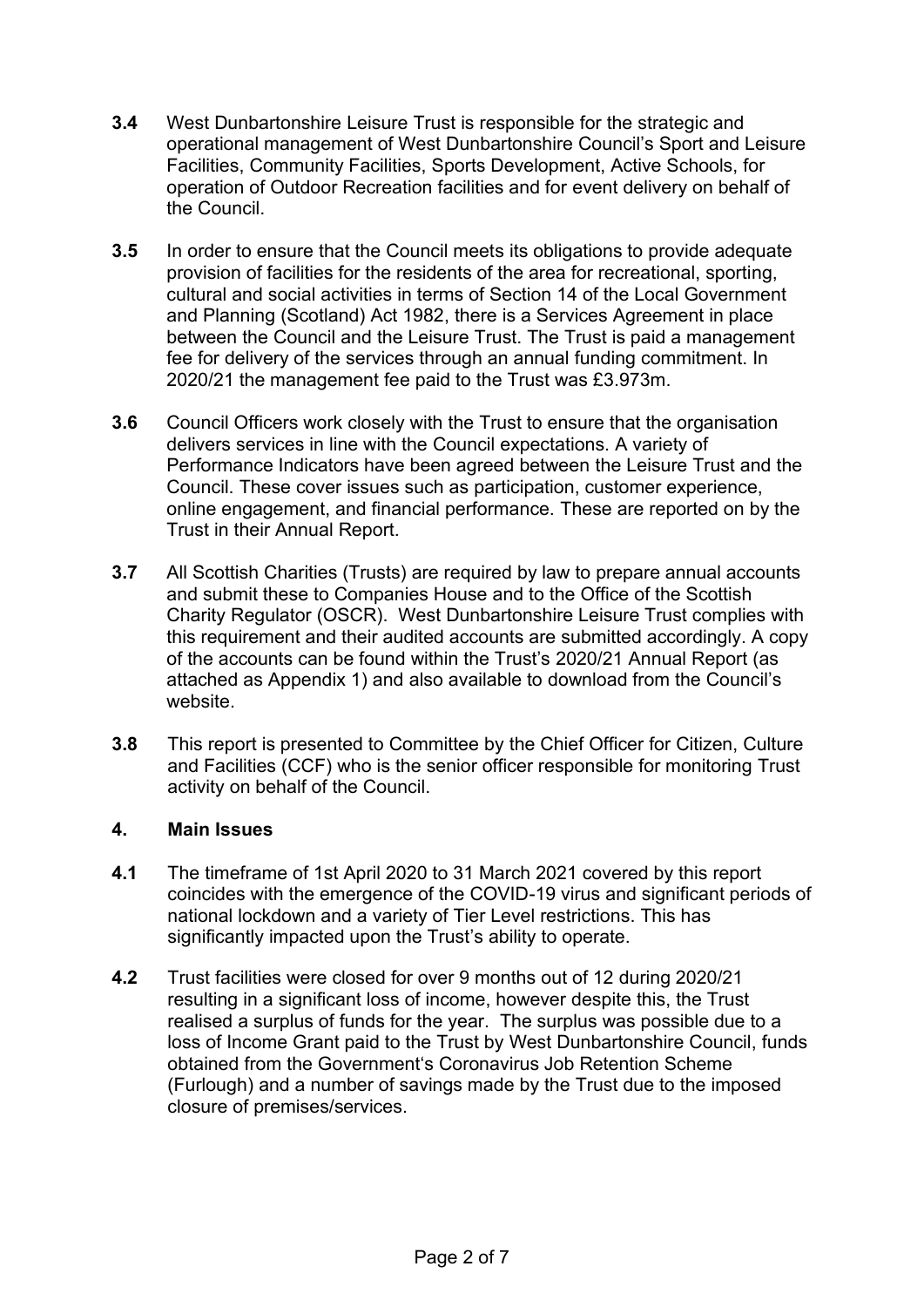**3.4** West Dunbartonshire Leisure Trust is responsible for the strategic and operational management of West Dunbartonshire Council's Sport and Leisure Facilities, Community Facilities, Sports Development, Active Schools, for operation of Outdoor Recreation facilities and for event delivery on behalf of the Council.

**3.5** In order to ensure that the Council meets its obligations to provide adequate provision of facilities for the residents of the area for recreational, sporting, cultural and social activities in terms of Section 14 of the Local Government and Planning (Scotland) Act 1982, there is a Services Agreement in place between the Council and the Leisure Trust. The Trust is paid a management fee for delivery of the services through an annual funding commitment. In 2020/21 the management fee paid to the Trust was £3.973m.

**3.6** Council Officers work closely with the Trust to ensure that the organisation delivers services in line with the Council expectations. A variety of Performance Indicators have been agreed between the Leisure Trust and the Council. These cover issues such as participation, customer experience, online engagement, and financial performance. These are reported on by the Trust in their Annual Report.

**3.7** All Scottish Charities (Trusts) are required by law to prepare annual accounts and submit these to Companies House and to the Office of the Scottish Charity Regulator (OSCR). West Dunbartonshire Leisure Trust complies with this requirement and their audited accounts are submitted accordingly. A copy of the accounts can be found within the Trust's 2020/21 Annual Report (as attached as Appendix 1) and also available to download from the Council's website.

**3.8** This report is presented to Committee by the Chief Officer for Citizen, Culture and Facilities (CCF) who is the senior officer responsible for monitoring Trust activity on behalf of the Council.

## 4. Main Issues

**4.1** The timeframe of 1st April 2020 to 31 March 2021 covered by this report coincides with the emergence of the COVID-19 virus and significant periods of national lockdown and a variety of Tier Level restrictions. This has significantly impacted upon the Trust's ability to operate.

**4.2** Trust facilities were closed for over 9 months out of 12 during 2020/21 resulting in a significant loss of income, however despite this, the Trust realised a surplus of funds for the year. The surplus was possible due to a loss of Income Grant paid to the Trust by West Dunbartonshire Council, funds obtained from the Government's Coronavirus Job Retention Scheme (Furlough) and a number of savings made by the Trust due to the imposed closure of premises/services.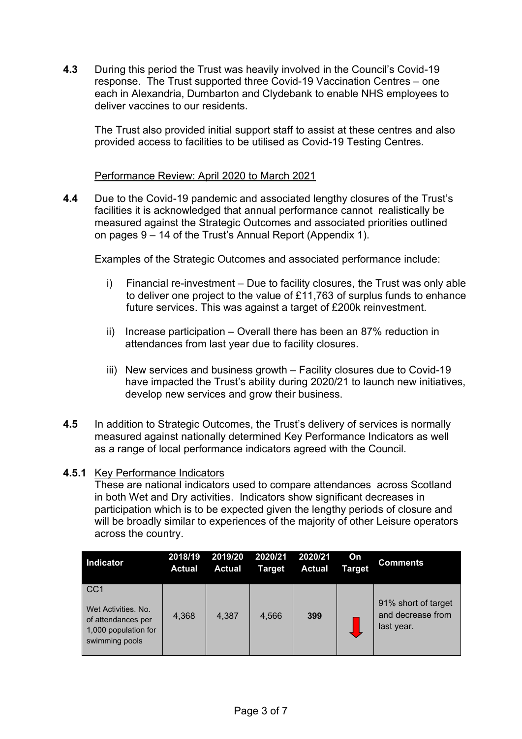**4.3** During this period the Trust was heavily involved in the Council's Covid-19 response. The Trust supported three Covid-19 Vaccination Centres – one each in Alexandria, Dumbarton and Clydebank to enable NHS employees to deliver vaccines to our residents.

The Trust also provided initial support staff to assist at these centres and also provided access to facilities to be utilised as Covid-19 Testing Centres.

Performance Review: April 2020 to March 2021

**4.4** Due to the Covid-19 pandemic and associated lengthy closures of the Trust's facilities it is acknowledged that annual performance cannot realistically be measured against the Strategic Outcomes and associated priorities outlined on pages 9 – 14 of the Trust's Annual Report (Appendix 1).

Examples of the Strategic Outcomes and associated performance include:

i) Financial re-investment – Due to facility closures, the Trust was only able to deliver one project to the value of £11,763 of surplus funds to enhance future services. This was against a target of £200k reinvestment.

ii) Increase participation – Overall there has been an 87% reduction in attendances from last year due to facility closures.

iii) New services and business growth – Facility closures due to Covid-19 have impacted the Trust's ability during 2020/21 to launch new initiatives, develop new services and grow their business.

**4.5** In addition to Strategic Outcomes, the Trust's delivery of services is normally measured against nationally determined Key Performance Indicators as well as a range of local performance indicators agreed with the Council.

**4.5.1** Key Performance Indicators

These are national indicators used to compare attendances across Scotland in both Wet and Dry activities. Indicators show significant decreases in participation which is to be expected given the lengthy periods of closure and will be broadly similar to experiences of the majority of other Leisure operators across the country.

| Indicator | 2018/19 Actual | 2019/20 Actual | 2020/21 Target | 2020/21 Actual | On Target | Comments |
|---|---|---|---|---|---|---|
| CC1<br><br>Wet Activities. No. of attendances per 1,000 population for swimming pools | 4,368 | 4,387 | 4,566 | **399** | ⬇ | 91% short of target and decrease from last year. |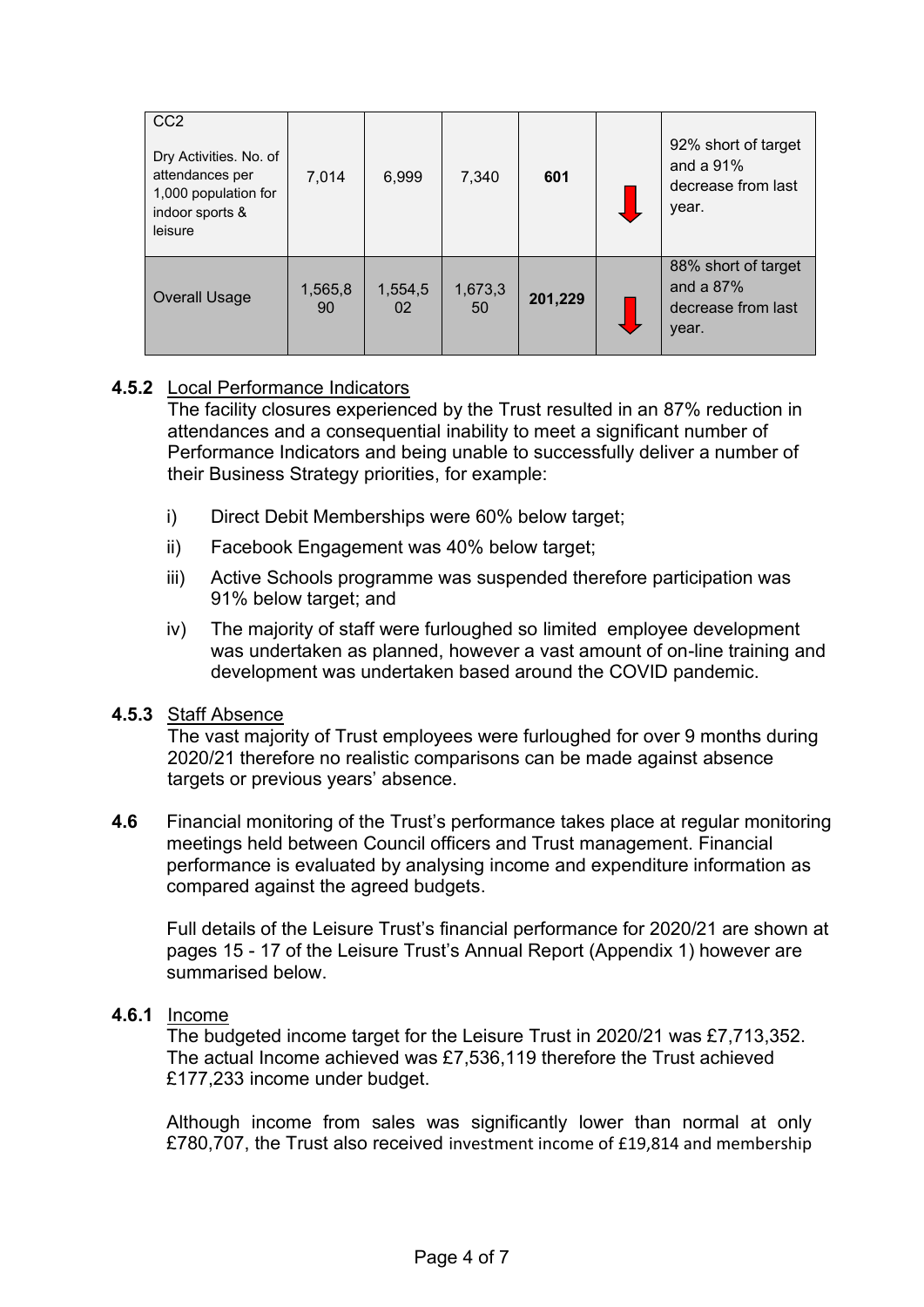| | | | | | | |
|---|---|---|---|---|---|---|
| CC2<br><br>Dry Activities. No. of attendances per 1,000 population for indoor sports & leisure | 7,014 | 6,999 | 7,340 | **601** | ⬇ | 92% short of target and a 91% decrease from last year. |
| Overall Usage | 1,565,890 | 1,554,502 | 1,673,350 | **201,229** | ⬇ | 88% short of target and a 87% decrease from last year. |

**4.5.2** Local Performance Indicators

The facility closures experienced by the Trust resulted in an 87% reduction in attendances and a consequential inability to meet a significant number of Performance Indicators and being unable to successfully deliver a number of their Business Strategy priorities, for example:

i) Direct Debit Memberships were 60% below target;

ii) Facebook Engagement was 40% below target;

iii) Active Schools programme was suspended therefore participation was 91% below target; and

iv) The majority of staff were furloughed so limited employee development was undertaken as planned, however a vast amount of on-line training and development was undertaken based around the COVID pandemic.

**4.5.3** Staff Absence

The vast majority of Trust employees were furloughed for over 9 months during 2020/21 therefore no realistic comparisons can be made against absence targets or previous years' absence.

**4.6** Financial monitoring of the Trust's performance takes place at regular monitoring meetings held between Council officers and Trust management. Financial performance is evaluated by analysing income and expenditure information as compared against the agreed budgets.

Full details of the Leisure Trust's financial performance for 2020/21 are shown at pages 15 - 17 of the Leisure Trust's Annual Report (Appendix 1) however are summarised below.

**4.6.1** Income

The budgeted income target for the Leisure Trust in 2020/21 was £7,713,352. The actual Income achieved was £7,536,119 therefore the Trust achieved £177,233 income under budget.

Although income from sales was significantly lower than normal at only £780,707, the Trust also received investment income of £19,814 and membership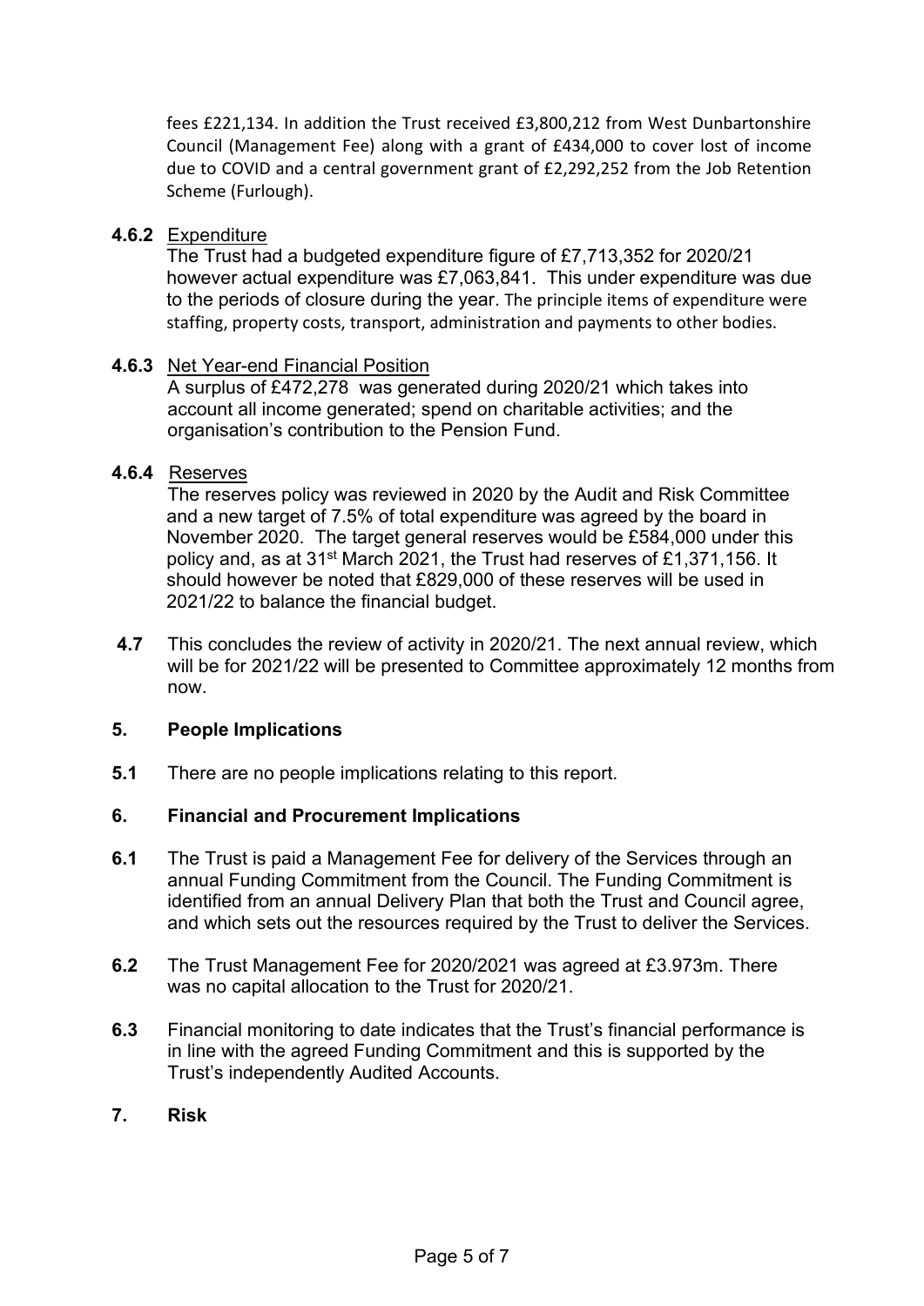fees £221,134. In addition the Trust received £3,800,212 from West Dunbartonshire Council (Management Fee) along with a grant of £434,000 to cover lost of income due to COVID and a central government grant of £2,292,252 from the Job Retention Scheme (Furlough).

**4.6.2** Expenditure

The Trust had a budgeted expenditure figure of £7,713,352 for 2020/21 however actual expenditure was £7,063,841. This under expenditure was due to the periods of closure during the year. The principle items of expenditure were staffing, property costs, transport, administration and payments to other bodies.

**4.6.3** Net Year-end Financial Position

A surplus of £472,278 was generated during 2020/21 which takes into account all income generated; spend on charitable activities; and the organisation's contribution to the Pension Fund.

**4.6.4** Reserves

The reserves policy was reviewed in 2020 by the Audit and Risk Committee and a new target of 7.5% of total expenditure was agreed by the board in November 2020. The target general reserves would be £584,000 under this policy and, as at 31st March 2021, the Trust had reserves of £1,371,156. It should however be noted that £829,000 of these reserves will be used in 2021/22 to balance the financial budget.

**4.7** This concludes the review of activity in 2020/21. The next annual review, which will be for 2021/22 will be presented to Committee approximately 12 months from now.

## 5. People Implications

**5.1** There are no people implications relating to this report.

## 6. Financial and Procurement Implications

**6.1** The Trust is paid a Management Fee for delivery of the Services through an annual Funding Commitment from the Council. The Funding Commitment is identified from an annual Delivery Plan that both the Trust and Council agree, and which sets out the resources required by the Trust to deliver the Services.

**6.2** The Trust Management Fee for 2020/2021 was agreed at £3.973m. There was no capital allocation to the Trust for 2020/21.

**6.3** Financial monitoring to date indicates that the Trust's financial performance is in line with the agreed Funding Commitment and this is supported by the Trust's independently Audited Accounts.

## 7. Risk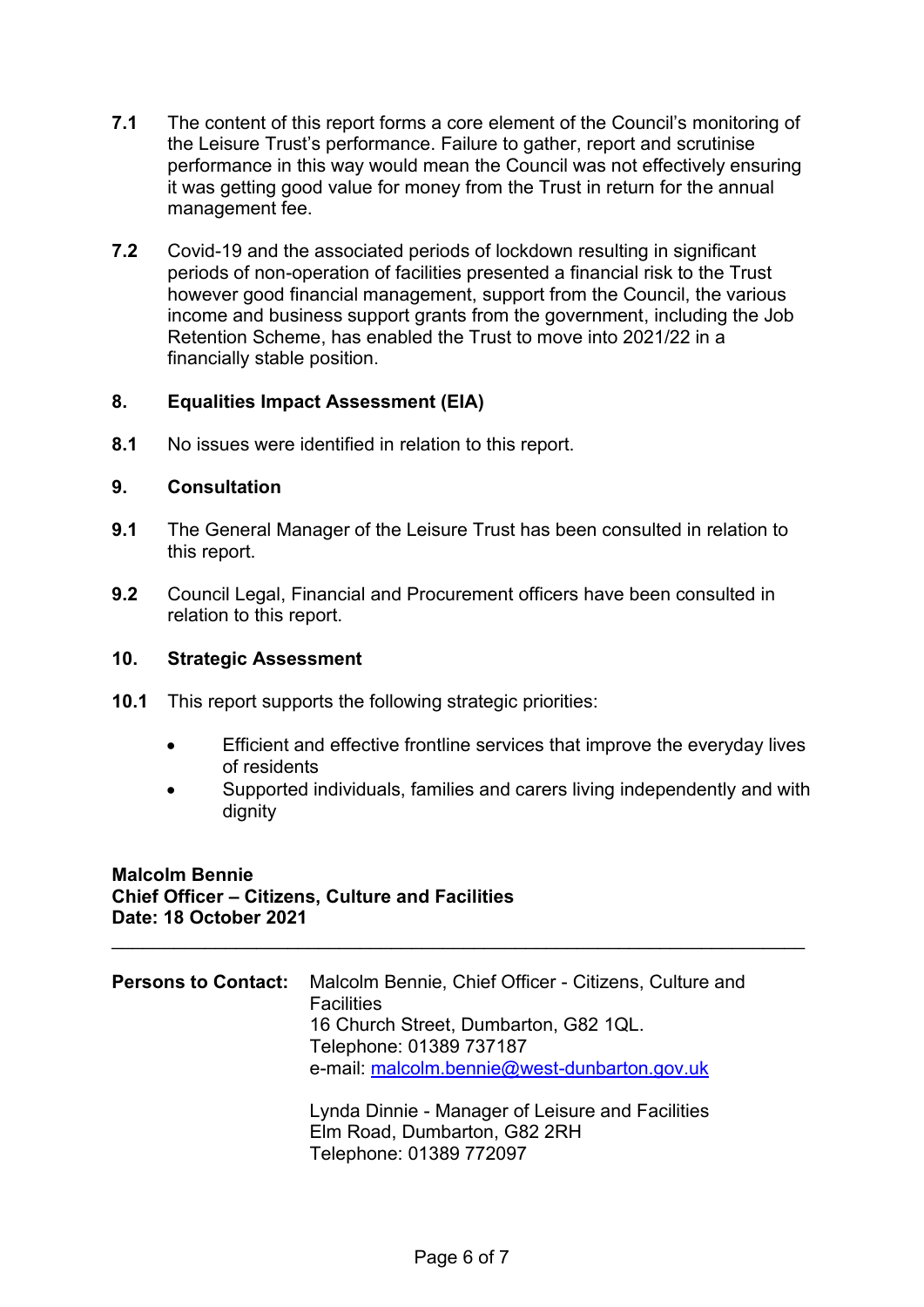**7.1** The content of this report forms a core element of the Council's monitoring of the Leisure Trust's performance. Failure to gather, report and scrutinise performance in this way would mean the Council was not effectively ensuring it was getting good value for money from the Trust in return for the annual management fee.

**7.2** Covid-19 and the associated periods of lockdown resulting in significant periods of non-operation of facilities presented a financial risk to the Trust however good financial management, support from the Council, the various income and business support grants from the government, including the Job Retention Scheme, has enabled the Trust to move into 2021/22 in a financially stable position.

## 8. Equalities Impact Assessment (EIA)

**8.1** No issues were identified in relation to this report.

## 9. Consultation

**9.1** The General Manager of the Leisure Trust has been consulted in relation to this report.

**9.2** Council Legal, Financial and Procurement officers have been consulted in relation to this report.

## 10. Strategic Assessment

**10.1** This report supports the following strategic priorities:

- Efficient and effective frontline services that improve the everyday lives of residents
- Supported individuals, families and carers living independently and with dignity

**Malcolm Bennie**
**Chief Officer – Citizens, Culture and Facilities**
**Date: 18 October 2021**

---

**Persons to Contact:** Malcolm Bennie, Chief Officer - Citizens, Culture and Facilities
16 Church Street, Dumbarton, G82 1QL.
Telephone: 01389 737187
e-mail: malcolm.bennie@west-dunbarton.gov.uk

Lynda Dinnie - Manager of Leisure and Facilities
Elm Road, Dumbarton, G82 2RH
Telephone: 01389 772097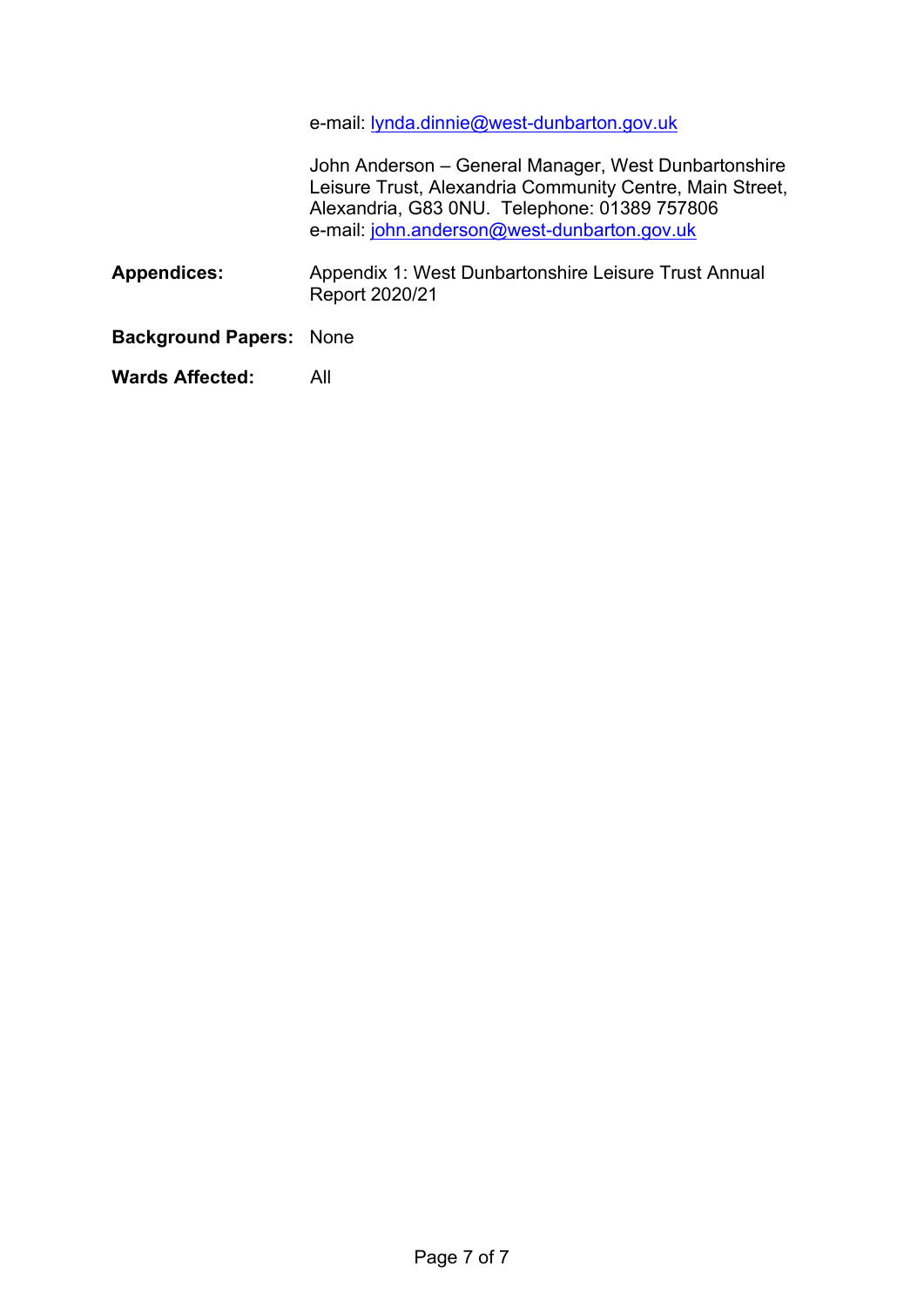e-mail: lynda.dinnie@west-dunbarton.gov.uk

John Anderson – General Manager, West Dunbartonshire Leisure Trust, Alexandria Community Centre, Main Street, Alexandria, G83 0NU. Telephone: 01389 757806
e-mail: john.anderson@west-dunbarton.gov.uk

**Appendices:** Appendix 1: West Dunbartonshire Leisure Trust Annual Report 2020/21

**Background Papers:** None

**Wards Affected:** All